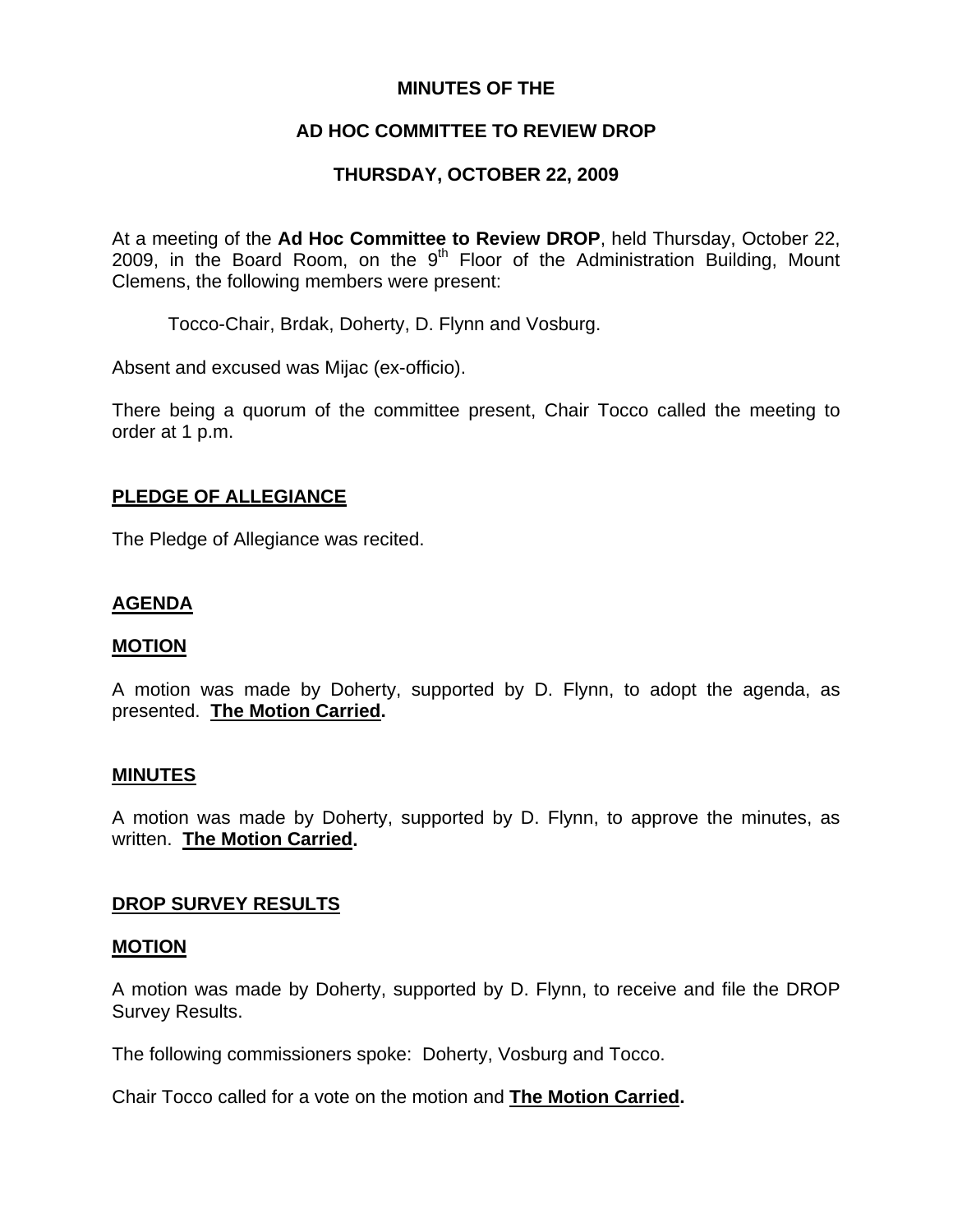**MINUTES OF THE**

**AD HOC COMMITTEE TO REVIEW DROP**

**THURSDAY, OCTOBER 22, 2009**

At a meeting of the **Ad Hoc Committee to Review DROP**, held Thursday, October 22, 2009, in the Board Room, on the 9th Floor of the Administration Building, Mount Clemens, the following members were present:

Tocco-Chair, Brdak, Doherty, D. Flynn and Vosburg.

Absent and excused was Mijac (ex-officio).

There being a quorum of the committee present, Chair Tocco called the meeting to order at 1 p.m.

## PLEDGE OF ALLEGIANCE

The Pledge of Allegiance was recited.

## AGENDA

### MOTION

A motion was made by Doherty, supported by D. Flynn, to adopt the agenda, as presented. **The Motion Carried.**

## MINUTES

A motion was made by Doherty, supported by D. Flynn, to approve the minutes, as written. **The Motion Carried.**

## DROP SURVEY RESULTS

### MOTION

A motion was made by Doherty, supported by D. Flynn, to receive and file the DROP Survey Results.

The following commissioners spoke: Doherty, Vosburg and Tocco.

Chair Tocco called for a vote on the motion and **The Motion Carried.**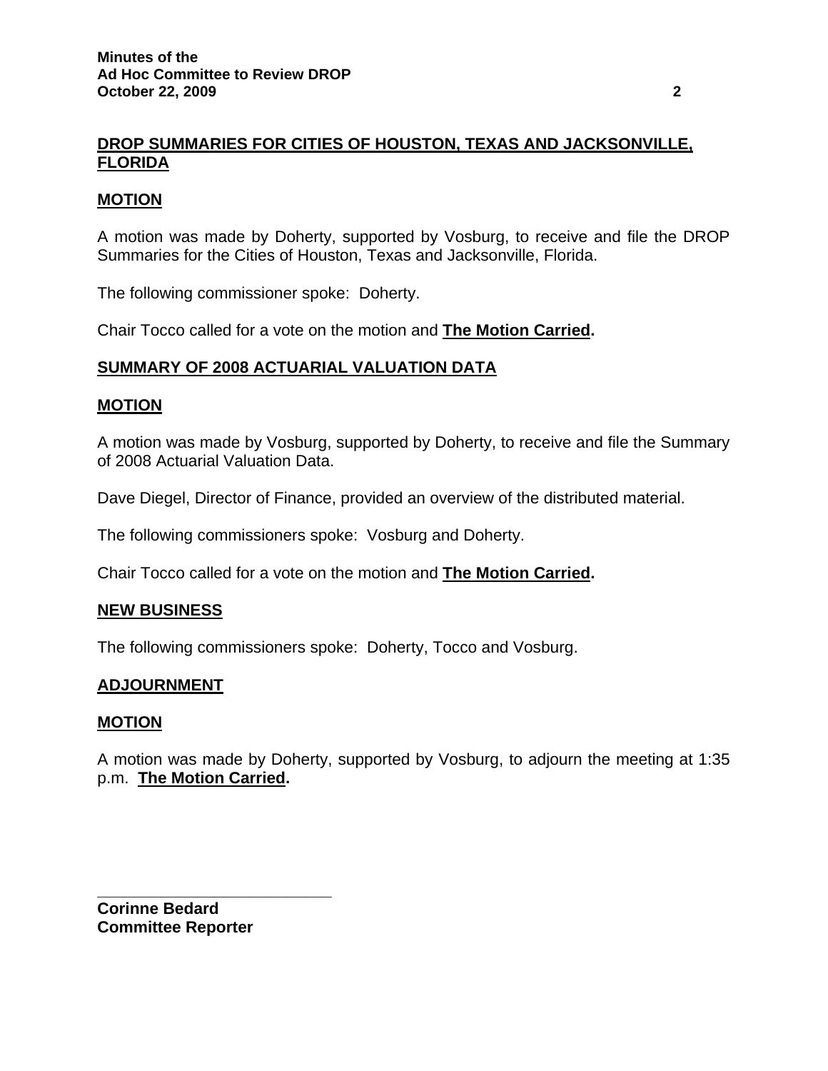## DROP SUMMARIES FOR CITIES OF HOUSTON, TEXAS AND JACKSONVILLE, FLORIDA

### MOTION

A motion was made by Doherty, supported by Vosburg, to receive and file the DROP Summaries for the Cities of Houston, Texas and Jacksonville, Florida.

The following commissioner spoke: Doherty.

Chair Tocco called for a vote on the motion and **The Motion Carried.**

## SUMMARY OF 2008 ACTUARIAL VALUATION DATA

### MOTION

A motion was made by Vosburg, supported by Doherty, to receive and file the Summary of 2008 Actuarial Valuation Data.

Dave Diegel, Director of Finance, provided an overview of the distributed material.

The following commissioners spoke: Vosburg and Doherty.

Chair Tocco called for a vote on the motion and **The Motion Carried.**

## NEW BUSINESS

The following commissioners spoke: Doherty, Tocco and Vosburg.

## ADJOURNMENT

### MOTION

A motion was made by Doherty, supported by Vosburg, to adjourn the meeting at 1:35 p.m. **The Motion Carried.**

\_\_\_\_\_\_\_\_\_\_\_\_\_\_\_\_\_\_\_\_\_\_\_\_\_\_\_\_

**Corinne Bedard**
**Committee Reporter**